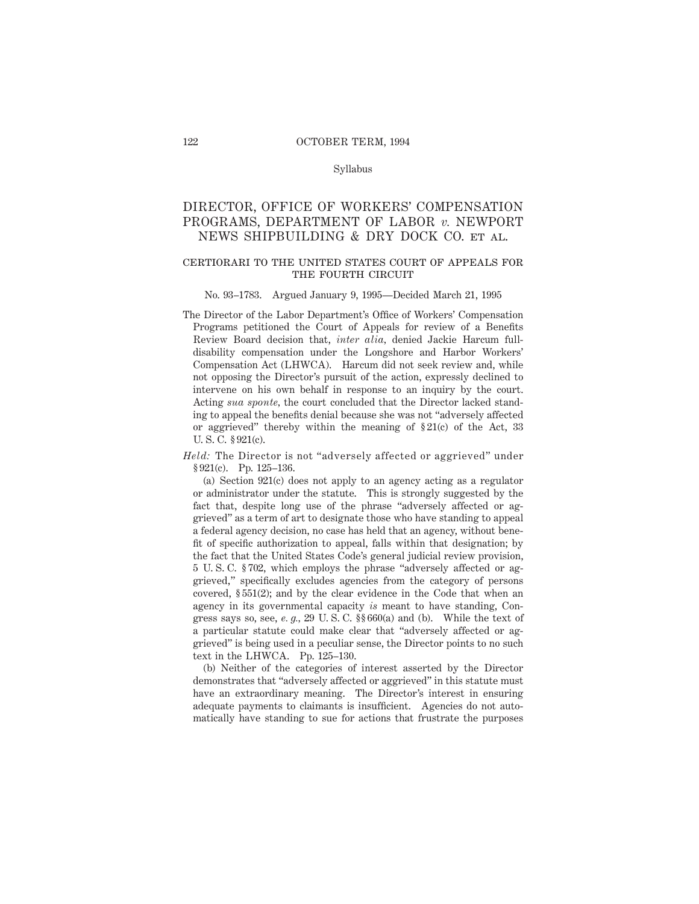Syllabus

# DIRECTOR, OFFICE OF WORKERS' COMPENSATION PROGRAMS, DEPARTMENT OF LABOR *v.* NEWPORT NEWS SHIPBUILDING & DRY DOCK CO. ET AL.

## CERTIORARI TO THE UNITED STATES COURT OF APPEALS FOR THE FOURTH CIRCUIT

No. 93–1783. Argued January 9, 1995—Decided March 21, 1995

The Director of the Labor Department's Office of Workers' Compensation Programs petitioned the Court of Appeals for review of a Benefits Review Board decision that, *inter alia,* denied Jackie Harcum full-disability compensation under the Longshore and Harbor Workers' Compensation Act (LHWCA). Harcum did not seek review and, while not opposing the Director's pursuit of the action, expressly declined to intervene on his own behalf in response to an inquiry by the court. Acting *sua sponte,* the court concluded that the Director lacked standing to appeal the benefits denial because she was not "adversely affected or aggrieved" thereby within the meaning of § 21(c) of the Act, 33 U. S. C. § 921(c).

*Held:* The Director is not "adversely affected or aggrieved" under § 921(c). Pp. 125–136.

(a) Section 921(c) does not apply to an agency acting as a regulator or administrator under the statute. This is strongly suggested by the fact that, despite long use of the phrase "adversely affected or aggrieved" as a term of art to designate those who have standing to appeal a federal agency decision, no case has held that an agency, without benefit of specific authorization to appeal, falls within that designation; by the fact that the United States Code's general judicial review provision, 5 U. S. C. § 702, which employs the phrase "adversely affected or aggrieved," specifically excludes agencies from the category of persons covered, § 551(2); and by the clear evidence in the Code that when an agency in its governmental capacity *is* meant to have standing, Congress says so, see, *e. g.,* 29 U. S. C. §§ 660(a) and (b). While the text of a particular statute could make clear that "adversely affected or aggrieved" is being used in a peculiar sense, the Director points to no such text in the LHWCA. Pp. 125–130.

(b) Neither of the categories of interest asserted by the Director demonstrates that "adversely affected or aggrieved" in this statute must have an extraordinary meaning. The Director's interest in ensuring adequate payments to claimants is insufficient. Agencies do not automatically have standing to sue for actions that frustrate the purposes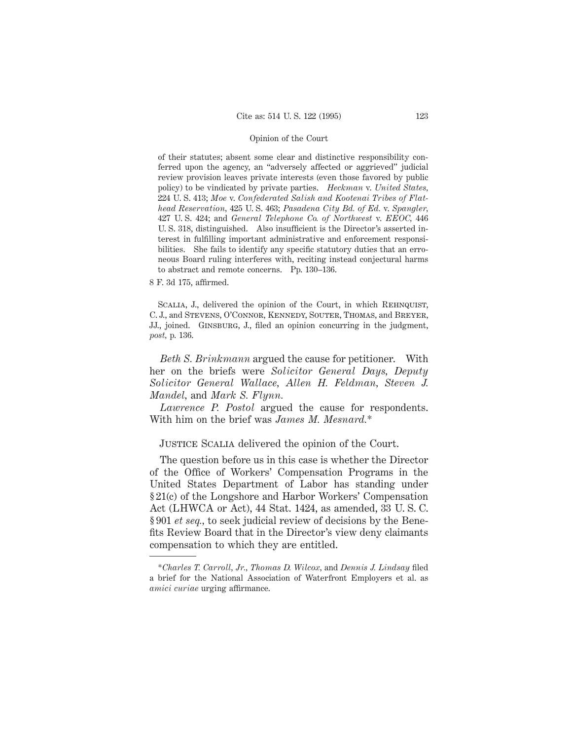of their statutes; absent some clear and distinctive responsibility conferred upon the agency, an "adversely affected or aggrieved" judicial review provision leaves private interests (even those favored by public policy) to be vindicated by private parties. *Heckman* v. *United States*, 224 U. S. 413; *Moe* v. *Confederated Salish and Kootenai Tribes of Flathead Reservation*, 425 U. S. 463; *Pasadena City Bd. of Ed.* v. *Spangler*, 427 U. S. 424; and *General Telephone Co. of Northwest* v. *EEOC*, 446 U. S. 318, distinguished. Also insufficient is the Director's asserted interest in fulfilling important administrative and enforcement responsibilities. She fails to identify any specific statutory duties that an erroneous Board ruling interferes with, reciting instead conjectural harms to abstract and remote concerns. Pp. 130–136.

8 F. 3d 175, affirmed.

Scalia, J., delivered the opinion of the Court, in which Rehnquist, C. J., and Stevens, O'Connor, Kennedy, Souter, Thomas, and Breyer, JJ., joined. Ginsburg, J., filed an opinion concurring in the judgment, *post*, p. 136.

*Beth S. Brinkmann* argued the cause for petitioner. With her on the briefs were *Solicitor General Days*, *Deputy Solicitor General Wallace*, *Allen H. Feldman*, *Steven J. Mandel*, and *Mark S. Flynn*.

*Lawrence P. Postol* argued the cause for respondents. With him on the brief was *James M. Mesnard*.*

Justice Scalia delivered the opinion of the Court.

The question before us in this case is whether the Director of the Office of Workers' Compensation Programs in the United States Department of Labor has standing under § 21(c) of the Longshore and Harbor Workers' Compensation Act (LHWCA or Act), 44 Stat. 1424, as amended, 33 U. S. C. § 901 *et seq.*, to seek judicial review of decisions by the Benefits Review Board that in the Director's view deny claimants compensation to which they are entitled.

---

*​*Charles T. Carroll, Jr.*, *Thomas D. Wilcox*, and *Dennis J. Lindsay* filed a brief for the National Association of Waterfront Employers et al. as *amici curiae* urging affirmance.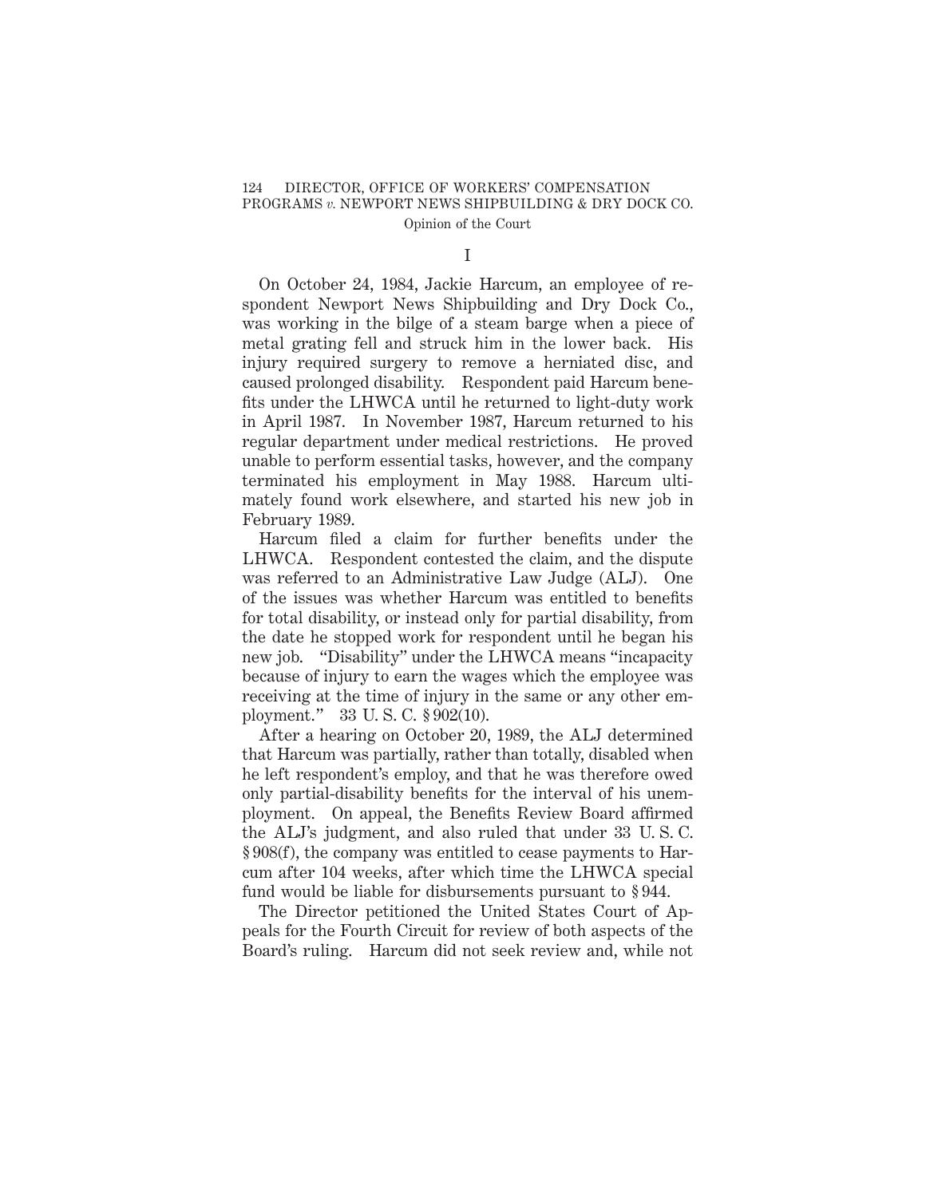I

On October 24, 1984, Jackie Harcum, an employee of respondent Newport News Shipbuilding and Dry Dock Co., was working in the bilge of a steam barge when a piece of metal grating fell and struck him in the lower back. His injury required surgery to remove a herniated disc, and caused prolonged disability. Respondent paid Harcum benefits under the LHWCA until he returned to light-duty work in April 1987. In November 1987, Harcum returned to his regular department under medical restrictions. He proved unable to perform essential tasks, however, and the company terminated his employment in May 1988. Harcum ultimately found work elsewhere, and started his new job in February 1989.

Harcum filed a claim for further benefits under the LHWCA. Respondent contested the claim, and the dispute was referred to an Administrative Law Judge (ALJ). One of the issues was whether Harcum was entitled to benefits for total disability, or instead only for partial disability, from the date he stopped work for respondent until he began his new job. "Disability" under the LHWCA means "incapacity because of injury to earn the wages which the employee was receiving at the time of injury in the same or any other employment." 33 U. S. C. § 902(10).

After a hearing on October 20, 1989, the ALJ determined that Harcum was partially, rather than totally, disabled when he left respondent's employ, and that he was therefore owed only partial-disability benefits for the interval of his unemployment. On appeal, the Benefits Review Board affirmed the ALJ's judgment, and also ruled that under 33 U. S. C. § 908(f), the company was entitled to cease payments to Harcum after 104 weeks, after which time the LHWCA special fund would be liable for disbursements pursuant to § 944.

The Director petitioned the United States Court of Appeals for the Fourth Circuit for review of both aspects of the Board's ruling. Harcum did not seek review and, while not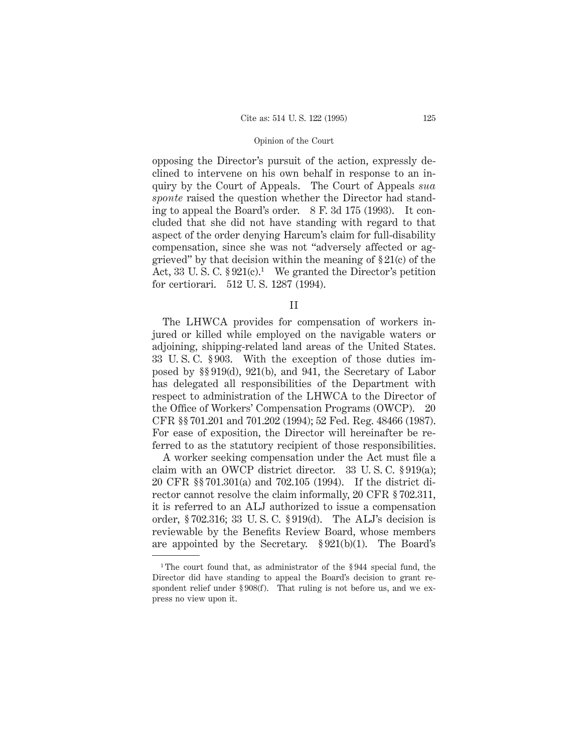opposing the Director's pursuit of the action, expressly declined to intervene on his own behalf in response to an inquiry by the Court of Appeals. The Court of Appeals *sua sponte* raised the question whether the Director had standing to appeal the Board's order. 8 F. 3d 175 (1993). It concluded that she did not have standing with regard to that aspect of the order denying Harcum's claim for full-disability compensation, since she was not "adversely affected or aggrieved" by that decision within the meaning of § 21(c) of the Act, 33 U. S. C. § 921(c).[1] We granted the Director's petition for certiorari. 512 U. S. 1287 (1994).

## II

The LHWCA provides for compensation of workers injured or killed while employed on the navigable waters or adjoining, shipping-related land areas of the United States. 33 U. S. C. § 903. With the exception of those duties imposed by §§ 919(d), 921(b), and 941, the Secretary of Labor has delegated all responsibilities of the Department with respect to administration of the LHWCA to the Director of the Office of Workers' Compensation Programs (OWCP). 20 CFR §§ 701.201 and 701.202 (1994); 52 Fed. Reg. 48466 (1987). For ease of exposition, the Director will hereinafter be referred to as the statutory recipient of those responsibilities.

A worker seeking compensation under the Act must file a claim with an OWCP district director. 33 U. S. C. § 919(a); 20 CFR §§ 701.301(a) and 702.105 (1994). If the district director cannot resolve the claim informally, 20 CFR § 702.311, it is referred to an ALJ authorized to issue a compensation order, § 702.316; 33 U. S. C. § 919(d). The ALJ's decision is reviewable by the Benefits Review Board, whose members are appointed by the Secretary. § 921(b)(1). The Board's

---

[1] The court found that, as administrator of the § 944 special fund, the Director did have standing to appeal the Board's decision to grant respondent relief under § 908(f). That ruling is not before us, and we express no view upon it.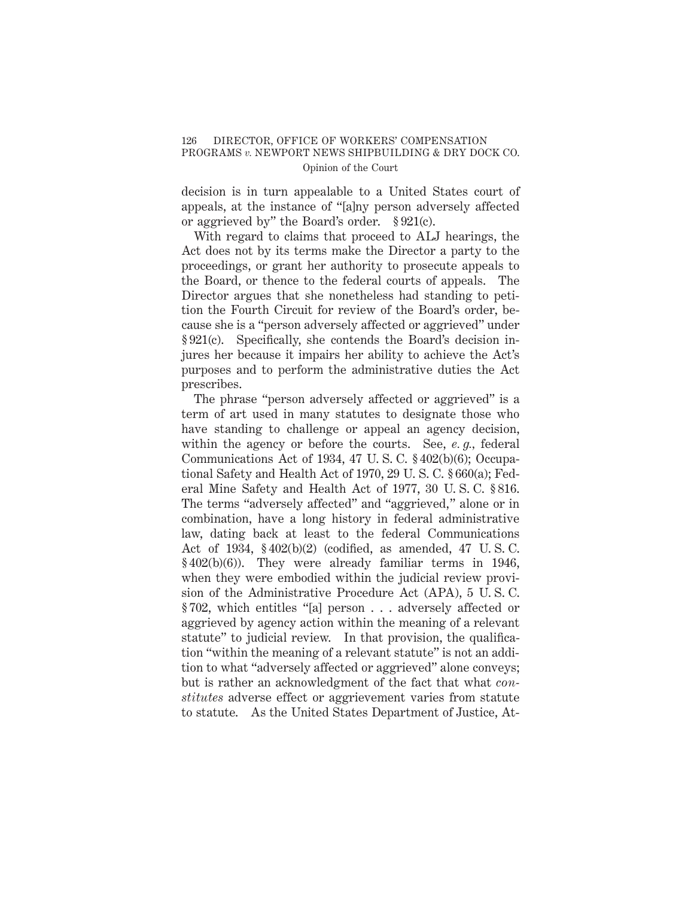decision is in turn appealable to a United States court of appeals, at the instance of "[a]ny person adversely affected or aggrieved by" the Board's order. § 921(c).

With regard to claims that proceed to ALJ hearings, the Act does not by its terms make the Director a party to the proceedings, or grant her authority to prosecute appeals to the Board, or thence to the federal courts of appeals. The Director argues that she nonetheless had standing to petition the Fourth Circuit for review of the Board's order, because she is a "person adversely affected or aggrieved" under § 921(c). Specifically, she contends the Board's decision injures her because it impairs her ability to achieve the Act's purposes and to perform the administrative duties the Act prescribes.

The phrase "person adversely affected or aggrieved" is a term of art used in many statutes to designate those who have standing to challenge or appeal an agency decision, within the agency or before the courts. See, *e. g.*, federal Communications Act of 1934, 47 U. S. C. § 402(b)(6); Occupational Safety and Health Act of 1970, 29 U. S. C. § 660(a); Federal Mine Safety and Health Act of 1977, 30 U. S. C. § 816. The terms "adversely affected" and "aggrieved," alone or in combination, have a long history in federal administrative law, dating back at least to the federal Communications Act of 1934, § 402(b)(2) (codified, as amended, 47 U. S. C. § 402(b)(6)). They were already familiar terms in 1946, when they were embodied within the judicial review provision of the Administrative Procedure Act (APA), 5 U. S. C. § 702, which entitles "[a] person . . . adversely affected or aggrieved by agency action within the meaning of a relevant statute" to judicial review. In that provision, the qualification "within the meaning of a relevant statute" is not an addition to what "adversely affected or aggrieved" alone conveys; but is rather an acknowledgment of the fact that what *constitutes* adverse effect or aggrievement varies from statute to statute. As the United States Department of Justice, At-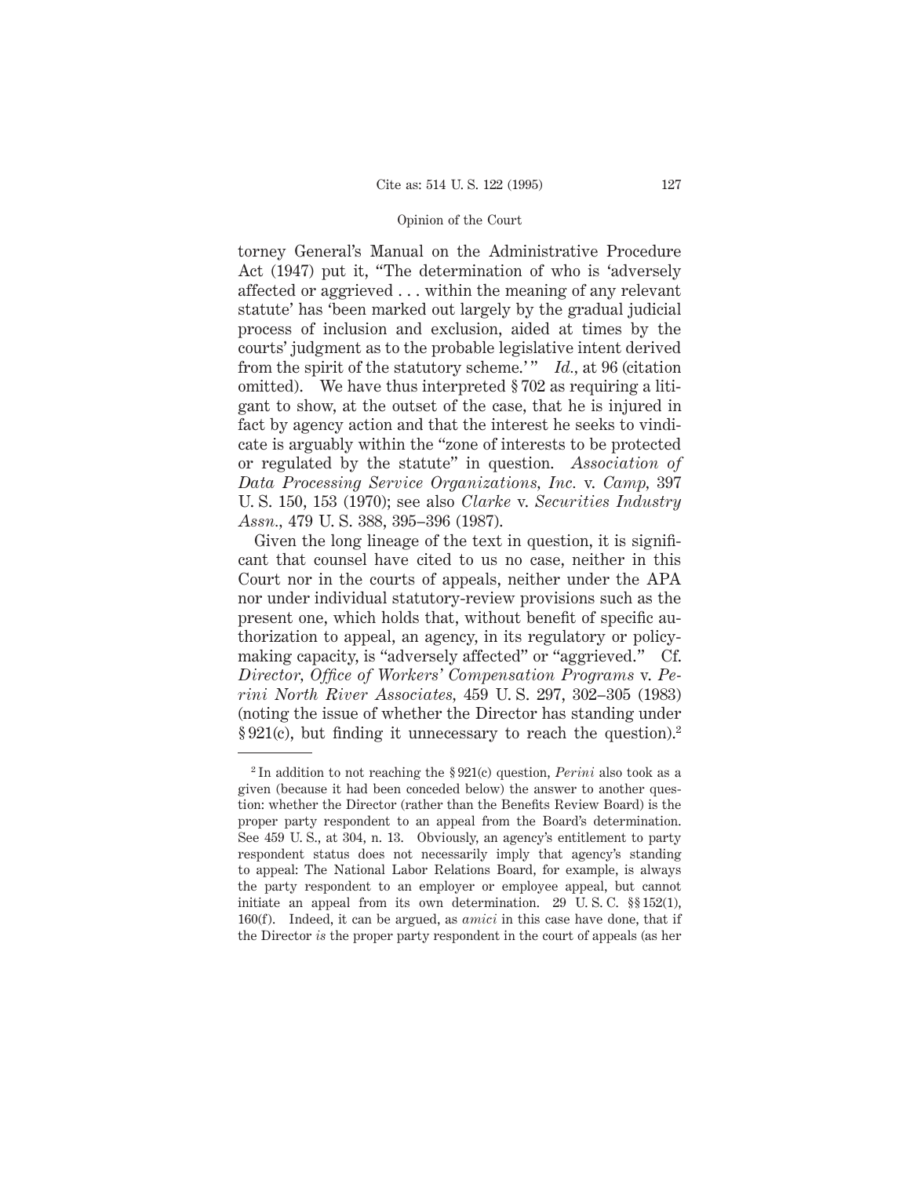torney General's Manual on the Administrative Procedure Act (1947) put it, "The determination of who is 'adversely affected or aggrieved . . . within the meaning of any relevant statute' has 'been marked out largely by the gradual judicial process of inclusion and exclusion, aided at times by the courts' judgment as to the probable legislative intent derived from the spirit of the statutory scheme.'" *Id.*, at 96 (citation omitted). We have thus interpreted § 702 as requiring a litigant to show, at the outset of the case, that he is injured in fact by agency action and that the interest he seeks to vindicate is arguably within the "zone of interests to be protected or regulated by the statute" in question. *Association of Data Processing Service Organizations, Inc.* v. *Camp,* 397 U. S. 150, 153 (1970); see also *Clarke* v. *Securities Industry Assn.,* 479 U. S. 388, 395–396 (1987).

Given the long lineage of the text in question, it is significant that counsel have cited to us no case, neither in this Court nor in the courts of appeals, neither under the APA nor under individual statutory-review provisions such as the present one, which holds that, without benefit of specific authorization to appeal, an agency, in its regulatory or policymaking capacity, is "adversely affected" or "aggrieved." Cf. *Director, Office of Workers' Compensation Programs* v. *Perini North River Associates,* 459 U. S. 297, 302–305 (1983) (noting the issue of whether the Director has standing under § 921(c), but finding it unnecessary to reach the question).[2]

---

[2] In addition to not reaching the § 921(c) question, *Perini* also took as a given (because it had been conceded below) the answer to another question: whether the Director (rather than the Benefits Review Board) is the proper party respondent to an appeal from the Board's determination. See 459 U. S., at 304, n. 13. Obviously, an agency's entitlement to party respondent status does not necessarily imply that agency's standing to appeal: The National Labor Relations Board, for example, is always the party respondent to an employer or employee appeal, but cannot initiate an appeal from its own determination. 29 U. S. C. §§ 152(1), 160(f). Indeed, it can be argued, as *amici* in this case have done, that if the Director *is* the proper party respondent in the court of appeals (as her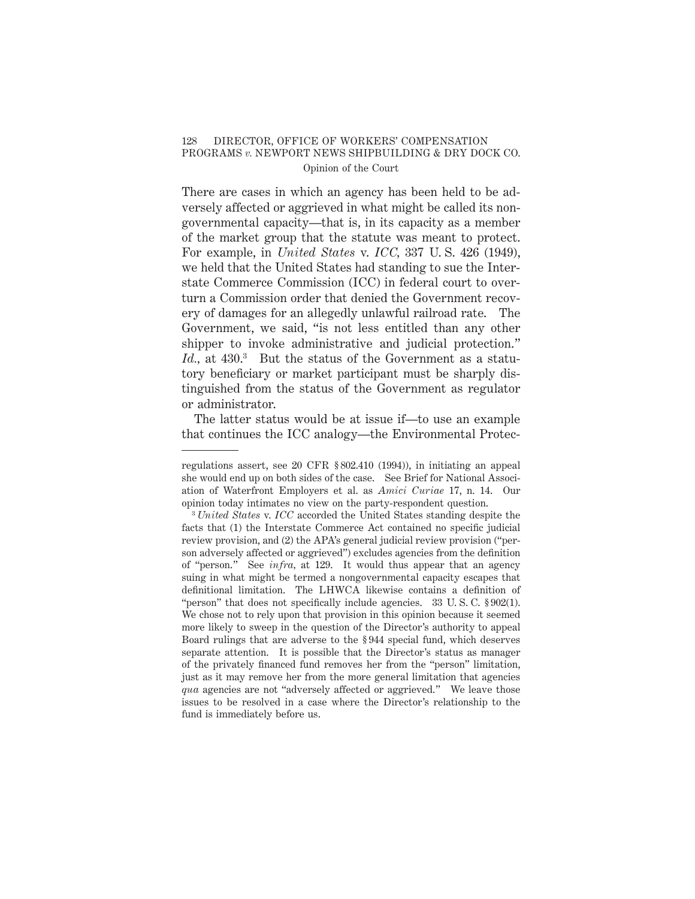There are cases in which an agency has been held to be adversely affected or aggrieved in what might be called its nongovernmental capacity—that is, in its capacity as a member of the market group that the statute was meant to protect. For example, in *United States* v. *ICC*, 337 U. S. 426 (1949), we held that the United States had standing to sue the Interstate Commerce Commission (ICC) in federal court to overturn a Commission order that denied the Government recovery of damages for an allegedly unlawful railroad rate. The Government, we said, "is not less entitled than any other shipper to invoke administrative and judicial protection." *Id.*, at 430.[3] But the status of the Government as a statutory beneficiary or market participant must be sharply distinguished from the status of the Government as regulator or administrator.

The latter status would be at issue if—to use an example that continues the ICC analogy—the Environmental Protec-

---

regulations assert, see 20 CFR § 802.410 (1994)), in initiating an appeal she would end up on both sides of the case. See Brief for National Association of Waterfront Employers et al. as *Amici Curiae* 17, n. 14. Our opinion today intimates no view on the party-respondent question.

[3] *United States* v. *ICC* accorded the United States standing despite the facts that (1) the Interstate Commerce Act contained no specific judicial review provision, and (2) the APA's general judicial review provision ("person adversely affected or aggrieved") excludes agencies from the definition of "person." See *infra*, at 129. It would thus appear that an agency suing in what might be termed a nongovernmental capacity escapes that definitional limitation. The LHWCA likewise contains a definition of "person" that does not specifically include agencies. 33 U. S. C. § 902(1). We chose not to rely upon that provision in this opinion because it seemed more likely to sweep in the question of the Director's authority to appeal Board rulings that are adverse to the § 944 special fund, which deserves separate attention. It is possible that the Director's status as manager of the privately financed fund removes her from the "person" limitation, just as it may remove her from the more general limitation that agencies *qua* agencies are not "adversely affected or aggrieved." We leave those issues to be resolved in a case where the Director's relationship to the fund is immediately before us.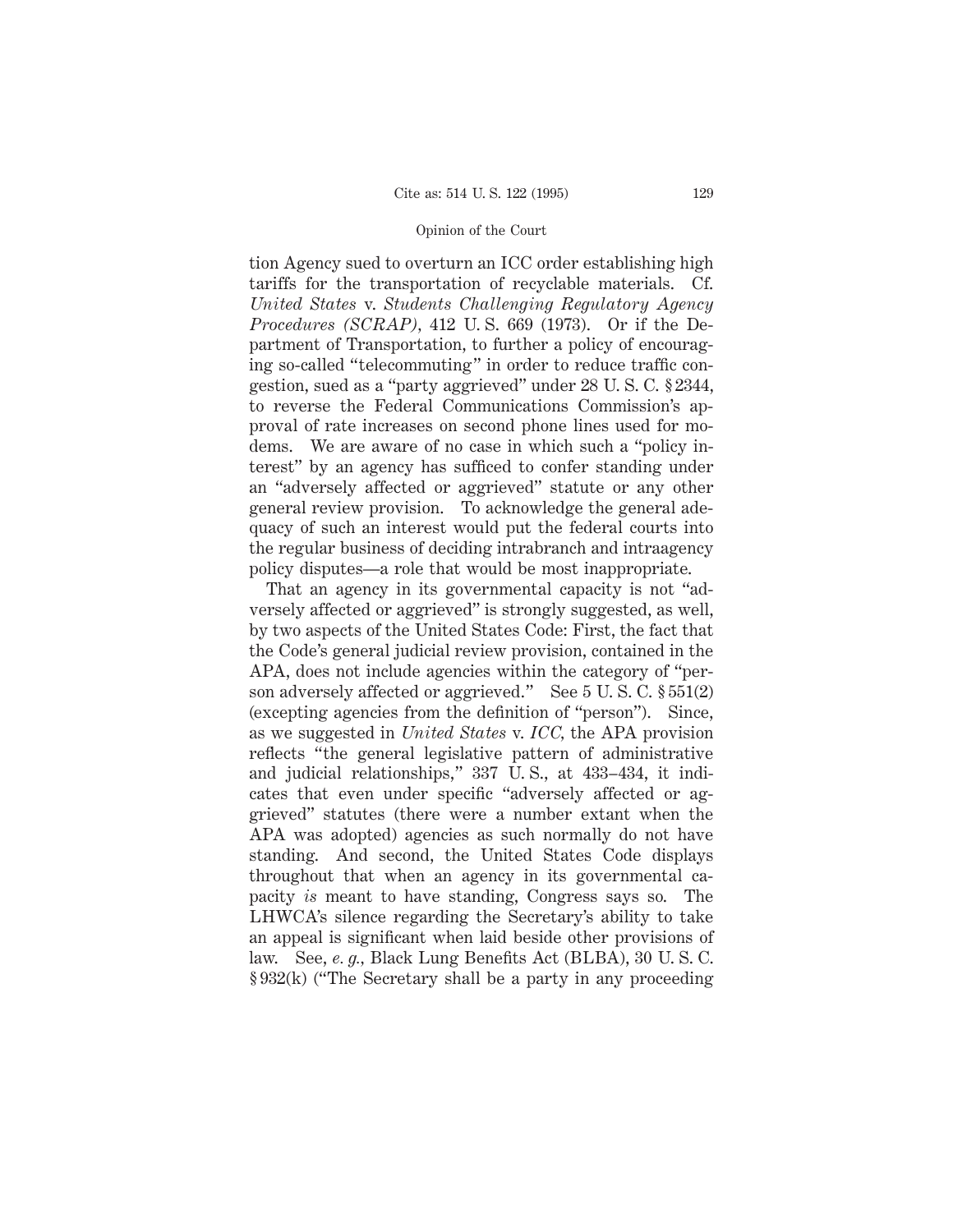tion Agency sued to overturn an ICC order establishing high tariffs for the transportation of recyclable materials. Cf. *United States* v. *Students Challenging Regulatory Agency Procedures (SCRAP)*, 412 U. S. 669 (1973). Or if the Department of Transportation, to further a policy of encouraging so-called "telecommuting" in order to reduce traffic congestion, sued as a "party aggrieved" under 28 U. S. C. § 2344, to reverse the Federal Communications Commission's approval of rate increases on second phone lines used for modems. We are aware of no case in which such a "policy interest" by an agency has sufficed to confer standing under an "adversely affected or aggrieved" statute or any other general review provision. To acknowledge the general adequacy of such an interest would put the federal courts into the regular business of deciding intrabranch and intraagency policy disputes—a role that would be most inappropriate.

That an agency in its governmental capacity is not "adversely affected or aggrieved" is strongly suggested, as well, by two aspects of the United States Code: First, the fact that the Code's general judicial review provision, contained in the APA, does not include agencies within the category of "person adversely affected or aggrieved." See 5 U. S. C. § 551(2) (excepting agencies from the definition of "person"). Since, as we suggested in *United States* v. *ICC*, the APA provision reflects "the general legislative pattern of administrative and judicial relationships," 337 U. S., at 433–434, it indicates that even under specific "adversely affected or aggrieved" statutes (there were a number extant when the APA was adopted) agencies as such normally do not have standing. And second, the United States Code displays throughout that when an agency in its governmental capacity *is* meant to have standing, Congress says so. The LHWCA's silence regarding the Secretary's ability to take an appeal is significant when laid beside other provisions of law. See, *e. g.*, Black Lung Benefits Act (BLBA), 30 U. S. C. § 932(k) ("The Secretary shall be a party in any proceeding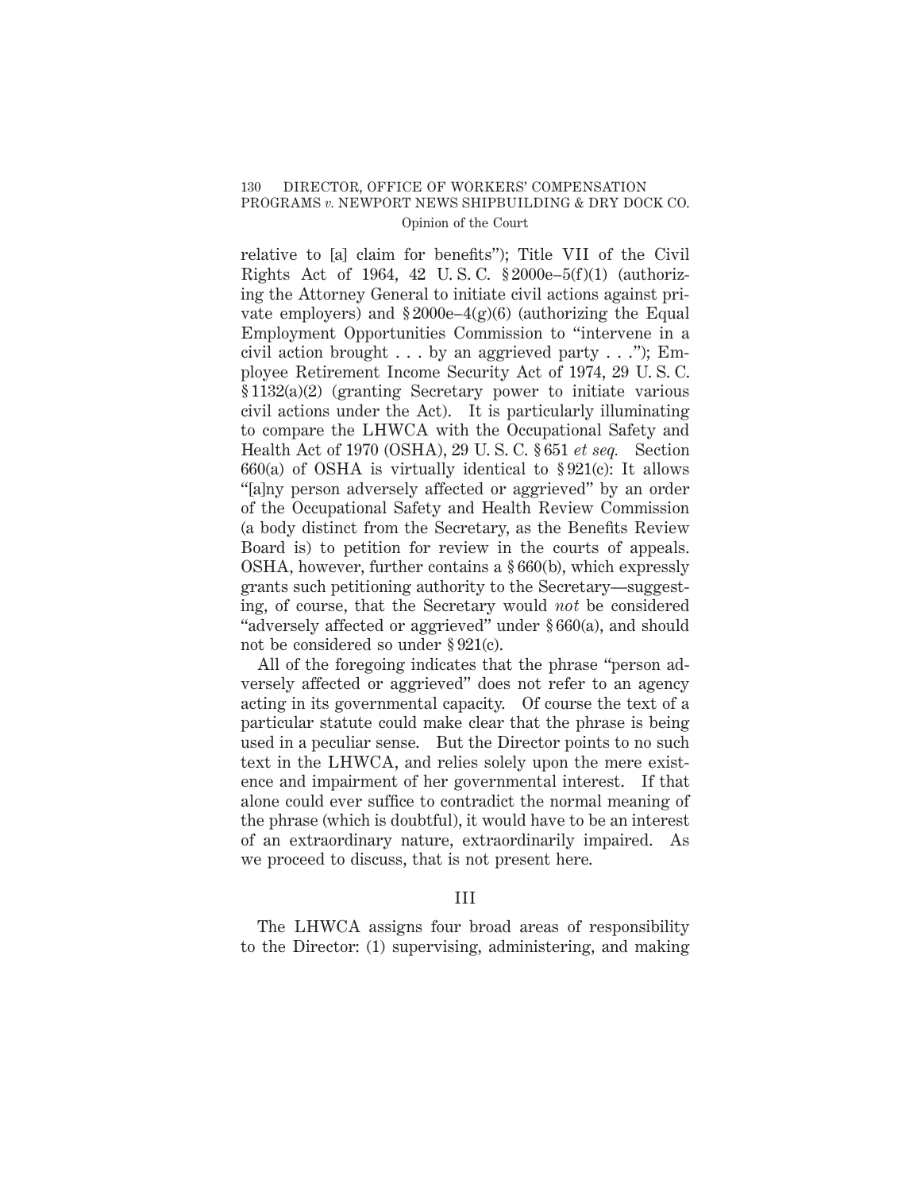relative to [a] claim for benefits"); Title VII of the Civil Rights Act of 1964, 42 U. S. C. § 2000e–5(f)(1) (authorizing the Attorney General to initiate civil actions against private employers) and § 2000e–4(g)(6) (authorizing the Equal Employment Opportunities Commission to "intervene in a civil action brought . . . by an aggrieved party . . ."); Employee Retirement Income Security Act of 1974, 29 U. S. C. § 1132(a)(2) (granting Secretary power to initiate various civil actions under the Act). It is particularly illuminating to compare the LHWCA with the Occupational Safety and Health Act of 1970 (OSHA), 29 U. S. C. § 651 *et seq.* Section 660(a) of OSHA is virtually identical to § 921(c): It allows "[a]ny person adversely affected or aggrieved" by an order of the Occupational Safety and Health Review Commission (a body distinct from the Secretary, as the Benefits Review Board is) to petition for review in the courts of appeals. OSHA, however, further contains a § 660(b), which expressly grants such petitioning authority to the Secretary—suggesting, of course, that the Secretary would *not* be considered "adversely affected or aggrieved" under § 660(a), and should not be considered so under § 921(c).

All of the foregoing indicates that the phrase "person adversely affected or aggrieved" does not refer to an agency acting in its governmental capacity. Of course the text of a particular statute could make clear that the phrase is being used in a peculiar sense. But the Director points to no such text in the LHWCA, and relies solely upon the mere existence and impairment of her governmental interest. If that alone could ever suffice to contradict the normal meaning of the phrase (which is doubtful), it would have to be an interest of an extraordinary nature, extraordinarily impaired. As we proceed to discuss, that is not present here.

## III

The LHWCA assigns four broad areas of responsibility to the Director: (1) supervising, administering, and making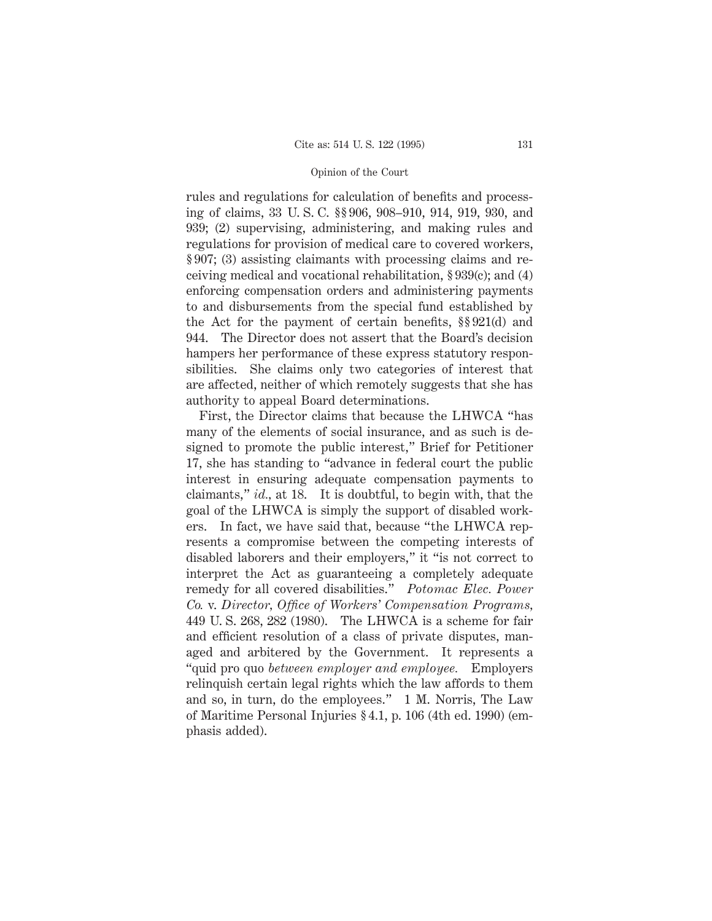rules and regulations for calculation of benefits and processing of claims, 33 U. S. C. §§ 906, 908–910, 914, 919, 930, and 939; (2) supervising, administering, and making rules and regulations for provision of medical care to covered workers, § 907; (3) assisting claimants with processing claims and receiving medical and vocational rehabilitation, § 939(c); and (4) enforcing compensation orders and administering payments to and disbursements from the special fund established by the Act for the payment of certain benefits, §§ 921(d) and 944. The Director does not assert that the Board's decision hampers her performance of these express statutory responsibilities. She claims only two categories of interest that are affected, neither of which remotely suggests that she has authority to appeal Board determinations.

First, the Director claims that because the LHWCA "has many of the elements of social insurance, and as such is designed to promote the public interest," Brief for Petitioner 17, she has standing to "advance in federal court the public interest in ensuring adequate compensation payments to claimants," *id.*, at 18. It is doubtful, to begin with, that the goal of the LHWCA is simply the support of disabled workers. In fact, we have said that, because "the LHWCA represents a compromise between the competing interests of disabled laborers and their employers," it "is not correct to interpret the Act as guaranteeing a completely adequate remedy for all covered disabilities." *Potomac Elec. Power Co.* v. *Director, Office of Workers' Compensation Programs*, 449 U. S. 268, 282 (1980). The LHWCA is a scheme for fair and efficient resolution of a class of private disputes, managed and arbitered by the Government. It represents a "quid pro quo *between employer and employee.* Employers relinquish certain legal rights which the law affords to them and so, in turn, do the employees." 1 M. Norris, The Law of Maritime Personal Injuries § 4.1, p. 106 (4th ed. 1990) (emphasis added).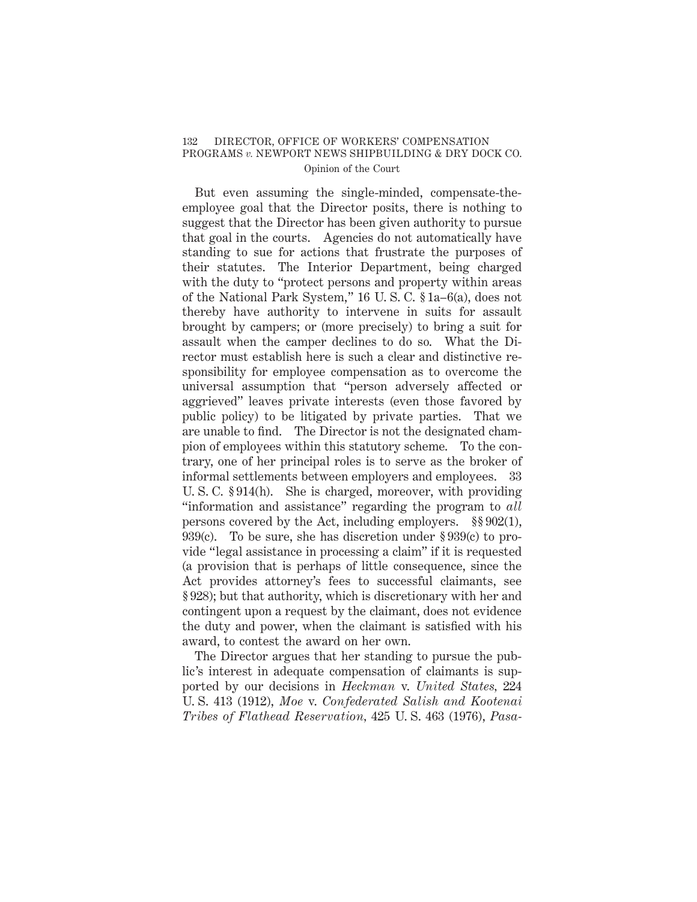But even assuming the single-minded, compensate-the-employee goal that the Director posits, there is nothing to suggest that the Director has been given authority to pursue that goal in the courts. Agencies do not automatically have standing to sue for actions that frustrate the purposes of their statutes. The Interior Department, being charged with the duty to "protect persons and property within areas of the National Park System," 16 U. S. C. § 1a–6(a), does not thereby have authority to intervene in suits for assault brought by campers; or (more precisely) to bring a suit for assault when the camper declines to do so. What the Director must establish here is such a clear and distinctive responsibility for employee compensation as to overcome the universal assumption that "person adversely affected or aggrieved" leaves private interests (even those favored by public policy) to be litigated by private parties. That we are unable to find. The Director is not the designated champion of employees within this statutory scheme. To the contrary, one of her principal roles is to serve as the broker of informal settlements between employers and employees. 33 U. S. C. § 914(h). She is charged, moreover, with providing "information and assistance" regarding the program to *all* persons covered by the Act, including employers. §§ 902(1), 939(c). To be sure, she has discretion under § 939(c) to provide "legal assistance in processing a claim" if it is requested (a provision that is perhaps of little consequence, since the Act provides attorney's fees to successful claimants, see § 928); but that authority, which is discretionary with her and contingent upon a request by the claimant, does not evidence the duty and power, when the claimant is satisfied with his award, to contest the award on her own.

The Director argues that her standing to pursue the public's interest in adequate compensation of claimants is supported by our decisions in *Heckman* v. *United States*, 224 U. S. 413 (1912), *Moe* v. *Confederated Salish and Kootenai Tribes of Flathead Reservation*, 425 U. S. 463 (1976), *Pasa-*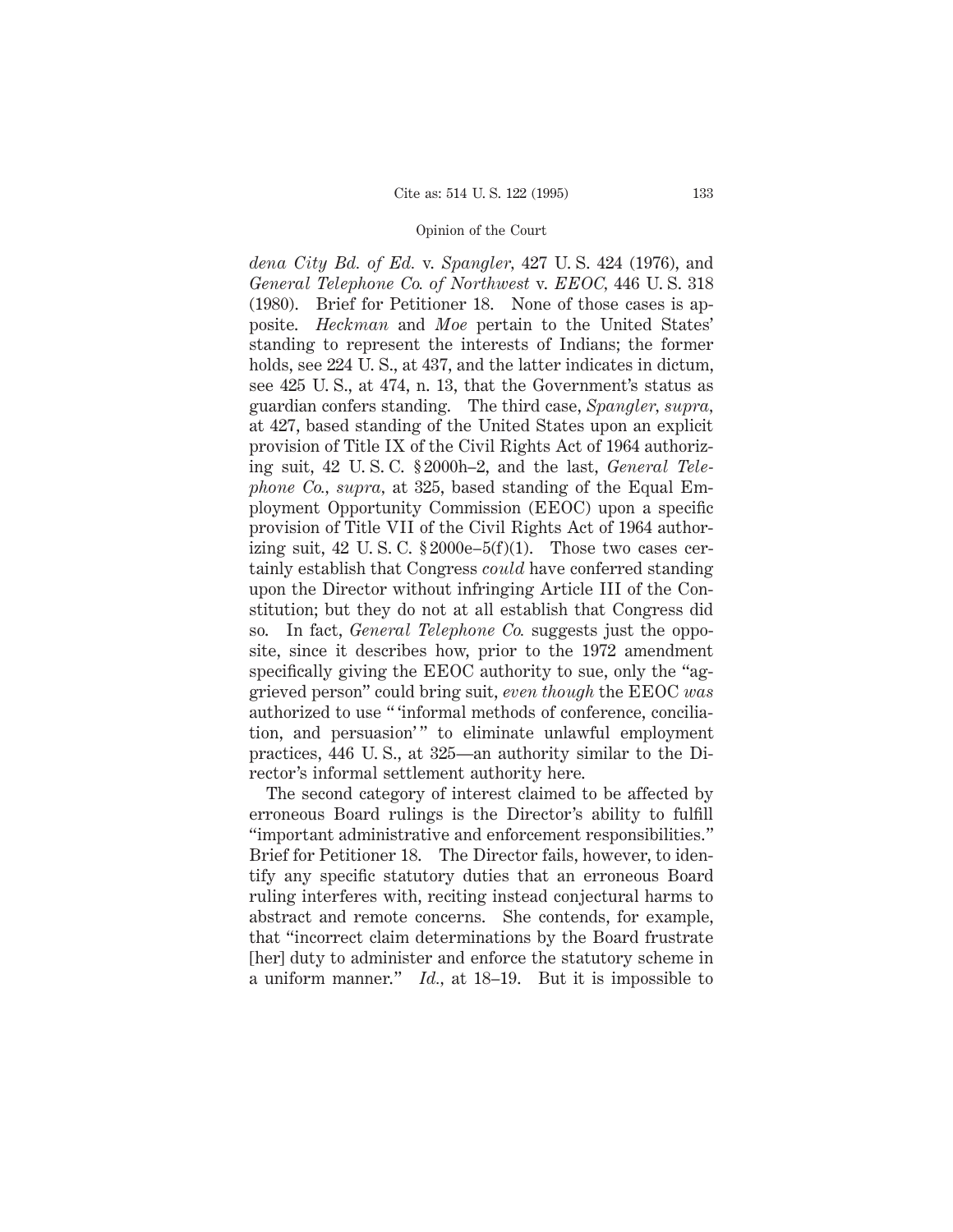*dena City Bd. of Ed.* v. *Spangler,* 427 U. S. 424 (1976), and *General Telephone Co. of Northwest* v. *EEOC,* 446 U. S. 318 (1980). Brief for Petitioner 18. None of those cases is apposite. *Heckman* and *Moe* pertain to the United States' standing to represent the interests of Indians; the former holds, see 224 U. S., at 437, and the latter indicates in dictum, see 425 U. S., at 474, n. 13, that the Government's status as guardian confers standing. The third case, *Spangler, supra,* at 427, based standing of the United States upon an explicit provision of Title IX of the Civil Rights Act of 1964 authorizing suit, 42 U. S. C. § 2000h–2, and the last, *General Telephone Co., supra,* at 325, based standing of the Equal Employment Opportunity Commission (EEOC) upon a specific provision of Title VII of the Civil Rights Act of 1964 authorizing suit, 42 U. S. C. § 2000e–5(f)(1). Those two cases certainly establish that Congress *could* have conferred standing upon the Director without infringing Article III of the Constitution; but they do not at all establish that Congress did so. In fact, *General Telephone Co.* suggests just the opposite, since it describes how, prior to the 1972 amendment specifically giving the EEOC authority to sue, only the "aggrieved person" could bring suit, *even though* the EEOC *was* authorized to use " 'informal methods of conference, conciliation, and persuasion' " to eliminate unlawful employment practices, 446 U. S., at 325—an authority similar to the Director's informal settlement authority here.

The second category of interest claimed to be affected by erroneous Board rulings is the Director's ability to fulfill "important administrative and enforcement responsibilities." Brief for Petitioner 18. The Director fails, however, to identify any specific statutory duties that an erroneous Board ruling interferes with, reciting instead conjectural harms to abstract and remote concerns. She contends, for example, that "incorrect claim determinations by the Board frustrate [her] duty to administer and enforce the statutory scheme in a uniform manner." *Id.,* at 18–19. But it is impossible to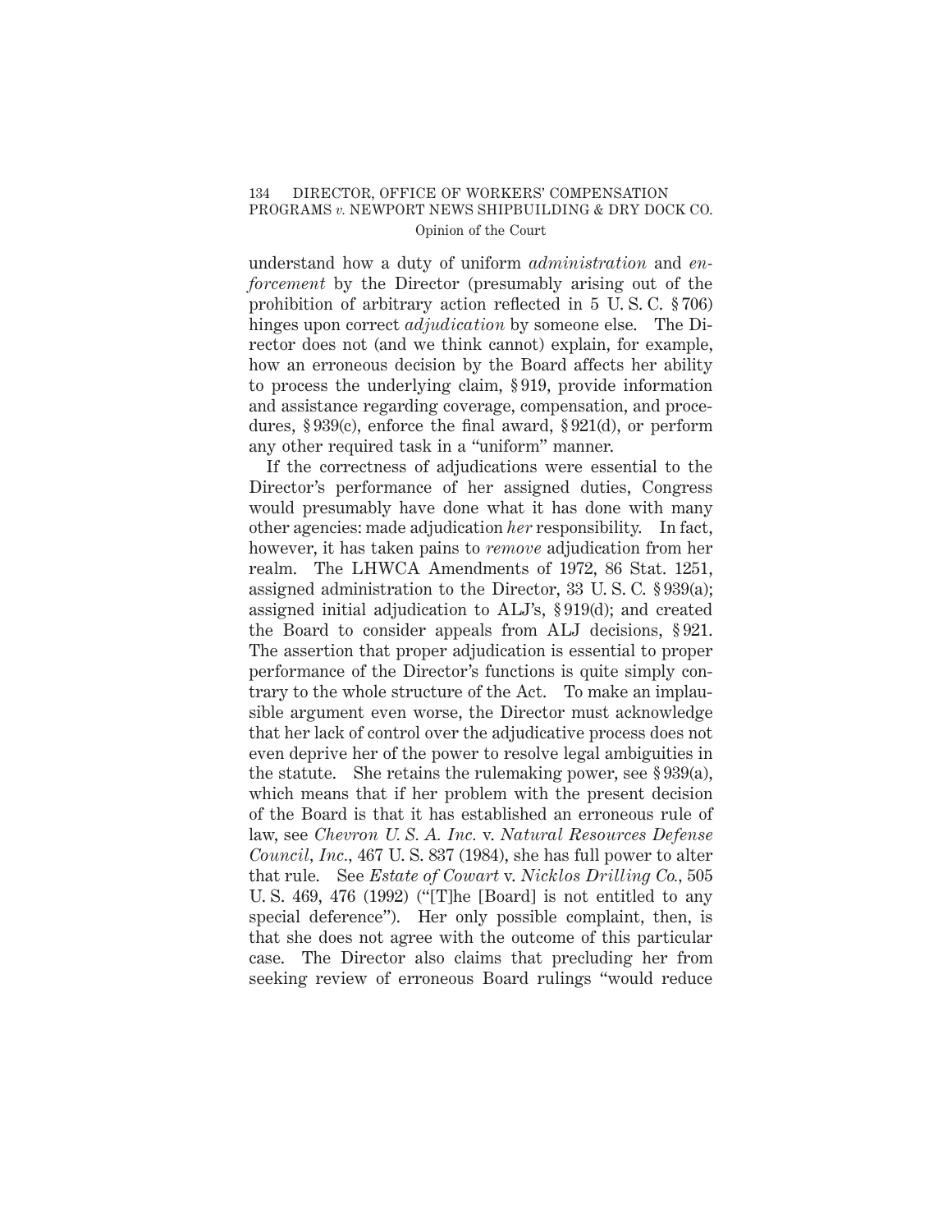understand how a duty of uniform *administration* and *enforcement* by the Director (presumably arising out of the prohibition of arbitrary action reflected in 5 U. S. C. § 706) hinges upon correct *adjudication* by someone else. The Director does not (and we think cannot) explain, for example, how an erroneous decision by the Board affects her ability to process the underlying claim, § 919, provide information and assistance regarding coverage, compensation, and procedures, § 939(c), enforce the final award, § 921(d), or perform any other required task in a "uniform" manner.

If the correctness of adjudications were essential to the Director's performance of her assigned duties, Congress would presumably have done what it has done with many other agencies: made adjudication *her* responsibility. In fact, however, it has taken pains to *remove* adjudication from her realm. The LHWCA Amendments of 1972, 86 Stat. 1251, assigned administration to the Director, 33 U. S. C. § 939(a); assigned initial adjudication to ALJ's, § 919(d); and created the Board to consider appeals from ALJ decisions, § 921. The assertion that proper adjudication is essential to proper performance of the Director's functions is quite simply contrary to the whole structure of the Act. To make an implausible argument even worse, the Director must acknowledge that her lack of control over the adjudicative process does not even deprive her of the power to resolve legal ambiguities in the statute. She retains the rulemaking power, see § 939(a), which means that if her problem with the present decision of the Board is that it has established an erroneous rule of law, see *Chevron U. S. A. Inc.* v. *Natural Resources Defense Council, Inc.*, 467 U. S. 837 (1984), she has full power to alter that rule. See *Estate of Cowart* v. *Nicklos Drilling Co.*, 505 U. S. 469, 476 (1992) ("[T]he [Board] is not entitled to any special deference"). Her only possible complaint, then, is that she does not agree with the outcome of this particular case. The Director also claims that precluding her from seeking review of erroneous Board rulings "would reduce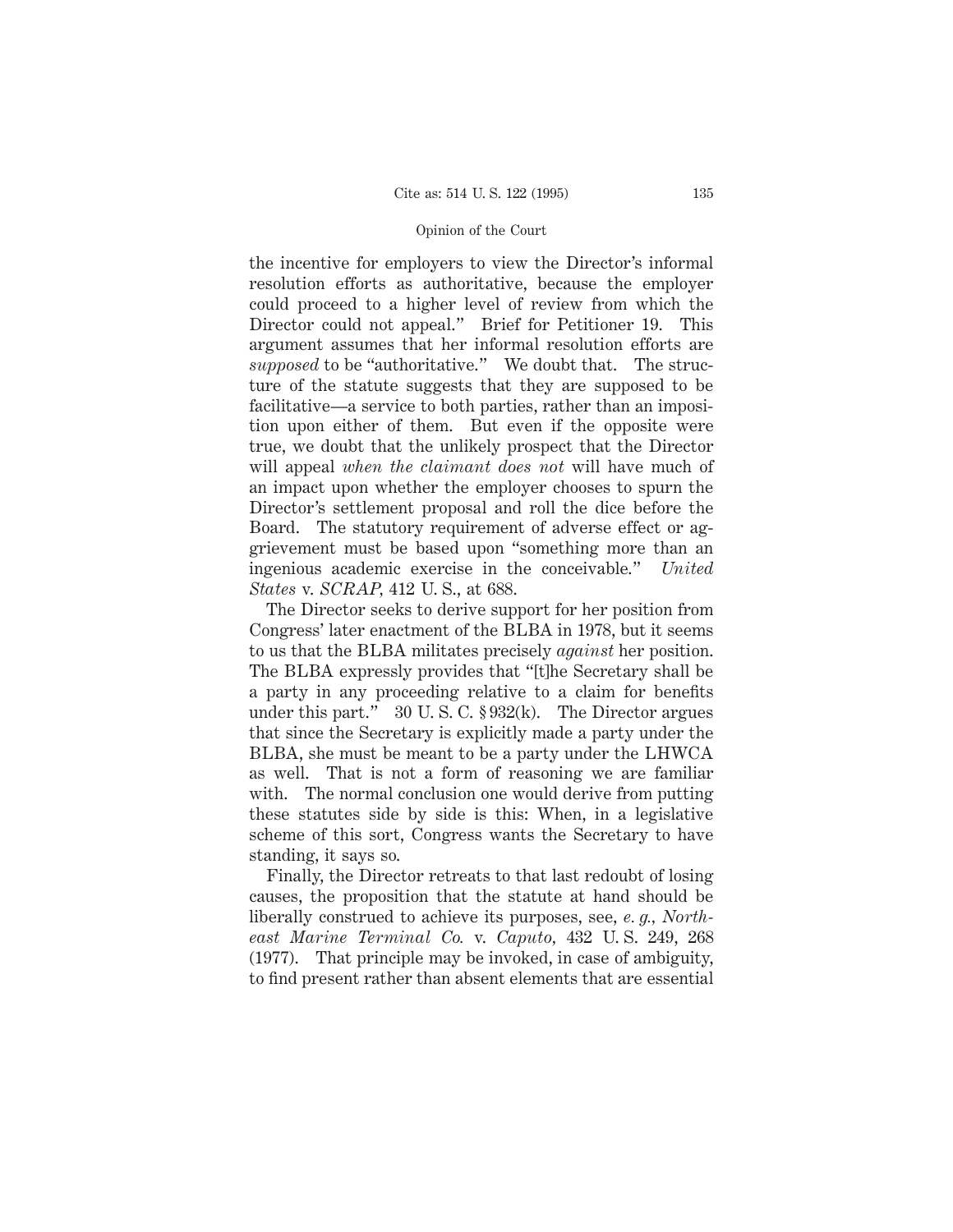the incentive for employers to view the Director's informal resolution efforts as authoritative, because the employer could proceed to a higher level of review from which the Director could not appeal." Brief for Petitioner 19. This argument assumes that her informal resolution efforts are *supposed* to be "authoritative." We doubt that. The structure of the statute suggests that they are supposed to be facilitative—a service to both parties, rather than an imposition upon either of them. But even if the opposite were true, we doubt that the unlikely prospect that the Director will appeal *when the claimant does not* will have much of an impact upon whether the employer chooses to spurn the Director's settlement proposal and roll the dice before the Board. The statutory requirement of adverse effect or aggrievement must be based upon "something more than an ingenious academic exercise in the conceivable." *United States* v. *SCRAP*, 412 U. S., at 688.

The Director seeks to derive support for her position from Congress' later enactment of the BLBA in 1978, but it seems to us that the BLBA militates precisely *against* her position. The BLBA expressly provides that "[t]he Secretary shall be a party in any proceeding relative to a claim for benefits under this part." 30 U. S. C. § 932(k). The Director argues that since the Secretary is explicitly made a party under the BLBA, she must be meant to be a party under the LHWCA as well. That is not a form of reasoning we are familiar with. The normal conclusion one would derive from putting these statutes side by side is this: When, in a legislative scheme of this sort, Congress wants the Secretary to have standing, it says so.

Finally, the Director retreats to that last redoubt of losing causes, the proposition that the statute at hand should be liberally construed to achieve its purposes, see, *e. g., Northeast Marine Terminal Co.* v. *Caputo*, 432 U. S. 249, 268 (1977). That principle may be invoked, in case of ambiguity, to find present rather than absent elements that are essential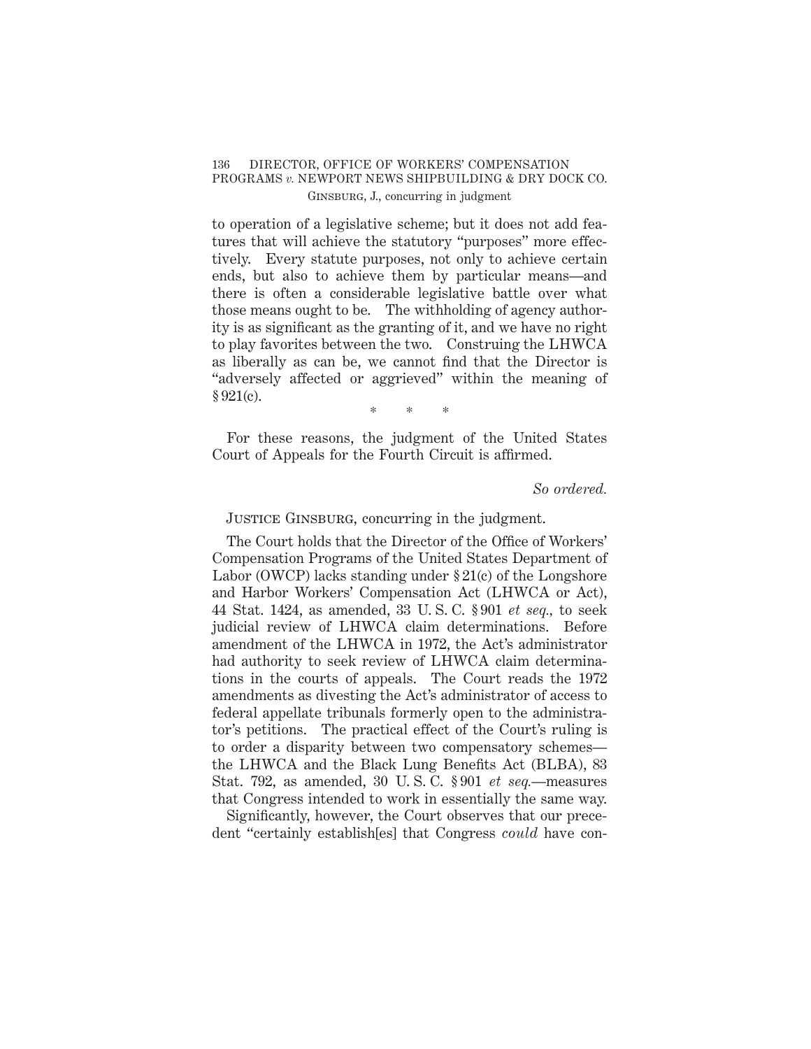to operation of a legislative scheme; but it does not add features that will achieve the statutory "purposes" more effectively. Every statute purposes, not only to achieve certain ends, but also to achieve them by particular means—and there is often a considerable legislative battle over what those means ought to be. The withholding of agency authority is as significant as the granting of it, and we have no right to play favorites between the two. Construing the LHWCA as liberally as can be, we cannot find that the Director is "adversely affected or aggrieved" within the meaning of § 921(c).

\* \* \*

For these reasons, the judgment of the United States Court of Appeals for the Fourth Circuit is affirmed.

*So ordered.*

Justice Ginsburg, concurring in the judgment.

The Court holds that the Director of the Office of Workers' Compensation Programs of the United States Department of Labor (OWCP) lacks standing under § 21(c) of the Longshore and Harbor Workers' Compensation Act (LHWCA or Act), 44 Stat. 1424, as amended, 33 U. S. C. § 901 *et seq.*, to seek judicial review of LHWCA claim determinations. Before amendment of the LHWCA in 1972, the Act's administrator had authority to seek review of LHWCA claim determinations in the courts of appeals. The Court reads the 1972 amendments as divesting the Act's administrator of access to federal appellate tribunals formerly open to the administrator's petitions. The practical effect of the Court's ruling is to order a disparity between two compensatory schemes—the LHWCA and the Black Lung Benefits Act (BLBA), 83 Stat. 792, as amended, 30 U. S. C. § 901 *et seq.*—measures that Congress intended to work in essentially the same way.

Significantly, however, the Court observes that our precedent "certainly establish[es] that Congress *could* have con-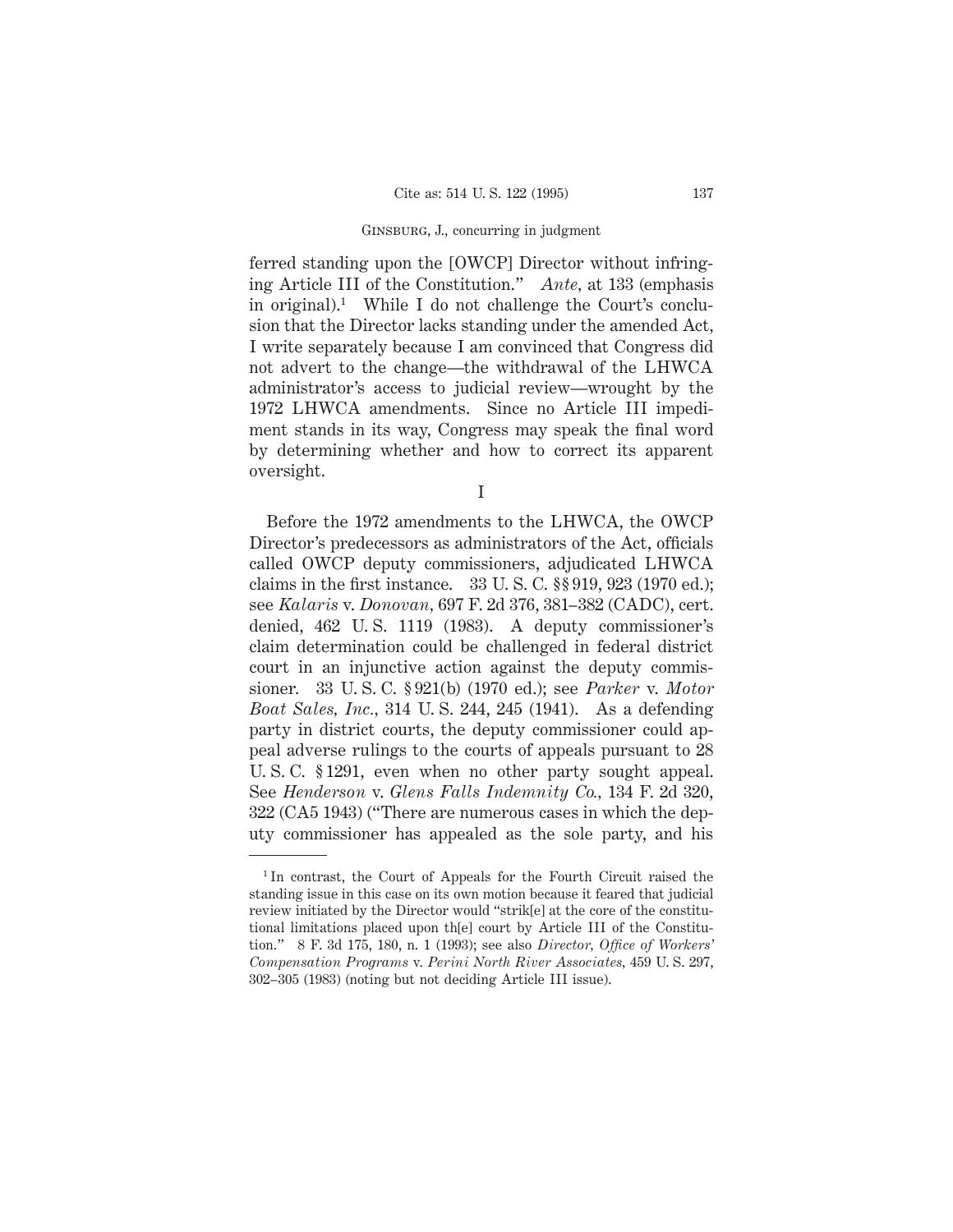ferred standing upon the [OWCP] Director without infringing Article III of the Constitution." *Ante,* at 133 (emphasis in original).[1] While I do not challenge the Court's conclusion that the Director lacks standing under the amended Act, I write separately because I am convinced that Congress did not advert to the change—the withdrawal of the LHWCA administrator's access to judicial review—wrought by the 1972 LHWCA amendments. Since no Article III impediment stands in its way, Congress may speak the final word by determining whether and how to correct its apparent oversight.

I

Before the 1972 amendments to the LHWCA, the OWCP Director's predecessors as administrators of the Act, officials called OWCP deputy commissioners, adjudicated LHWCA claims in the first instance. 33 U. S. C. §§ 919, 923 (1970 ed.); see *Kalaris* v. *Donovan,* 697 F. 2d 376, 381–382 (CADC), cert. denied, 462 U. S. 1119 (1983). A deputy commissioner's claim determination could be challenged in federal district court in an injunctive action against the deputy commissioner. 33 U. S. C. § 921(b) (1970 ed.); see *Parker* v. *Motor Boat Sales, Inc.,* 314 U. S. 244, 245 (1941). As a defending party in district courts, the deputy commissioner could appeal adverse rulings to the courts of appeals pursuant to 28 U. S. C. § 1291, even when no other party sought appeal. See *Henderson* v. *Glens Falls Indemnity Co.,* 134 F. 2d 320, 322 (CA5 1943) ("There are numerous cases in which the deputy commissioner has appealed as the sole party, and his

---

[1] In contrast, the Court of Appeals for the Fourth Circuit raised the standing issue in this case on its own motion because it feared that judicial review initiated by the Director would "strik[e] at the core of the constitutional limitations placed upon th[e] court by Article III of the Constitution." 8 F. 3d 175, 180, n. 1 (1993); see also *Director, Office of Workers' Compensation Programs* v. *Perini North River Associates,* 459 U. S. 297, 302–305 (1983) (noting but not deciding Article III issue).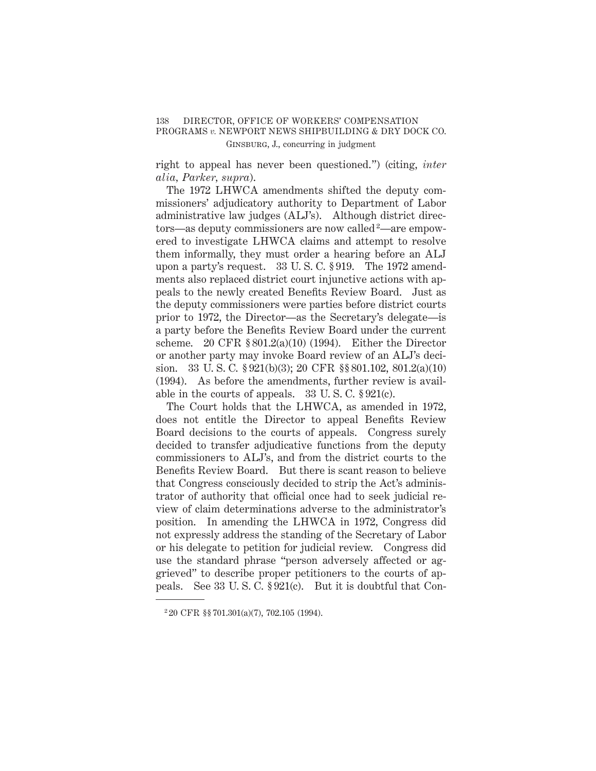right to appeal has never been questioned.") (citing, *inter alia*, *Parker*, *supra*).

The 1972 LHWCA amendments shifted the deputy commissioners' adjudicatory authority to Department of Labor administrative law judges (ALJ's). Although district directors—as deputy commissioners are now called[2]—are empowered to investigate LHWCA claims and attempt to resolve them informally, they must order a hearing before an ALJ upon a party's request. 33 U. S. C. § 919. The 1972 amendments also replaced district court injunctive actions with appeals to the newly created Benefits Review Board. Just as the deputy commissioners were parties before district courts prior to 1972, the Director—as the Secretary's delegate—is a party before the Benefits Review Board under the current scheme. 20 CFR § 801.2(a)(10) (1994). Either the Director or another party may invoke Board review of an ALJ's decision. 33 U. S. C. § 921(b)(3); 20 CFR §§ 801.102, 801.2(a)(10) (1994). As before the amendments, further review is available in the courts of appeals. 33 U. S. C. § 921(c).

The Court holds that the LHWCA, as amended in 1972, does not entitle the Director to appeal Benefits Review Board decisions to the courts of appeals. Congress surely decided to transfer adjudicative functions from the deputy commissioners to ALJ's, and from the district courts to the Benefits Review Board. But there is scant reason to believe that Congress consciously decided to strip the Act's administrator of authority that official once had to seek judicial review of claim determinations adverse to the administrator's position. In amending the LHWCA in 1972, Congress did not expressly address the standing of the Secretary of Labor or his delegate to petition for judicial review. Congress did use the standard phrase "person adversely affected or aggrieved" to describe proper petitioners to the courts of appeals. See 33 U. S. C. § 921(c). But it is doubtful that Con-

[2] 20 CFR §§ 701.301(a)(7), 702.105 (1994).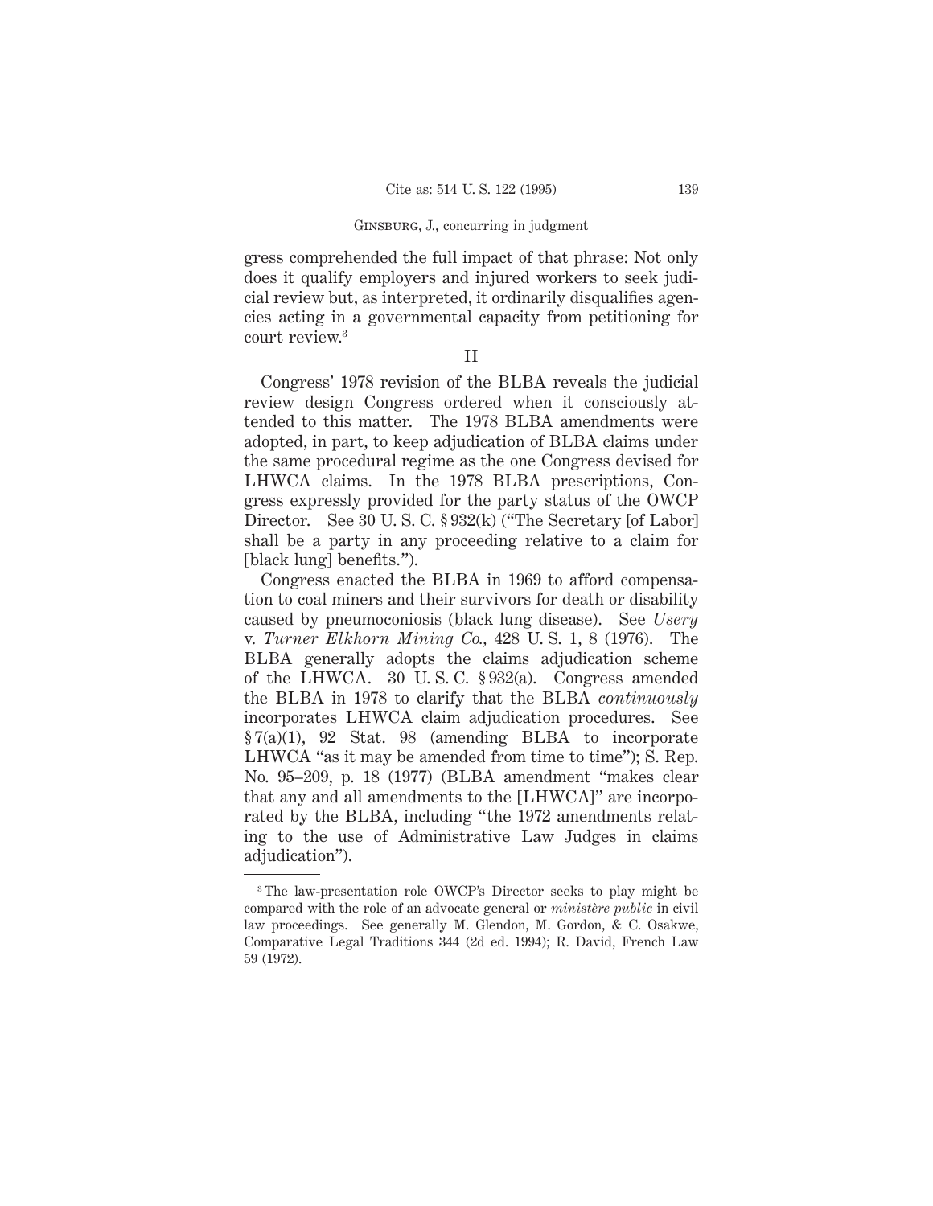gress comprehended the full impact of that phrase: Not only does it qualify employers and injured workers to seek judicial review but, as interpreted, it ordinarily disqualifies agencies acting in a governmental capacity from petitioning for court review.[3]

II

Congress' 1978 revision of the BLBA reveals the judicial review design Congress ordered when it consciously attended to this matter. The 1978 BLBA amendments were adopted, in part, to keep adjudication of BLBA claims under the same procedural regime as the one Congress devised for LHWCA claims. In the 1978 BLBA prescriptions, Congress expressly provided for the party status of the OWCP Director. See 30 U. S. C. § 932(k) ("The Secretary [of Labor] shall be a party in any proceeding relative to a claim for [black lung] benefits.").

Congress enacted the BLBA in 1969 to afford compensation to coal miners and their survivors for death or disability caused by pneumoconiosis (black lung disease). See *Usery* v. *Turner Elkhorn Mining Co.*, 428 U. S. 1, 8 (1976). The BLBA generally adopts the claims adjudication scheme of the LHWCA. 30 U. S. C. § 932(a). Congress amended the BLBA in 1978 to clarify that the BLBA *continuously* incorporates LHWCA claim adjudication procedures. See § 7(a)(1), 92 Stat. 98 (amending BLBA to incorporate LHWCA "as it may be amended from time to time"); S. Rep. No. 95–209, p. 18 (1977) (BLBA amendment "makes clear that any and all amendments to the [LHWCA]" are incorporated by the BLBA, including "the 1972 amendments relating to the use of Administrative Law Judges in claims adjudication").

---

[3] The law-presentation role OWCP's Director seeks to play might be compared with the role of an advocate general or *ministère public* in civil law proceedings. See generally M. Glendon, M. Gordon, & C. Osakwe, Comparative Legal Traditions 344 (2d ed. 1994); R. David, French Law 59 (1972).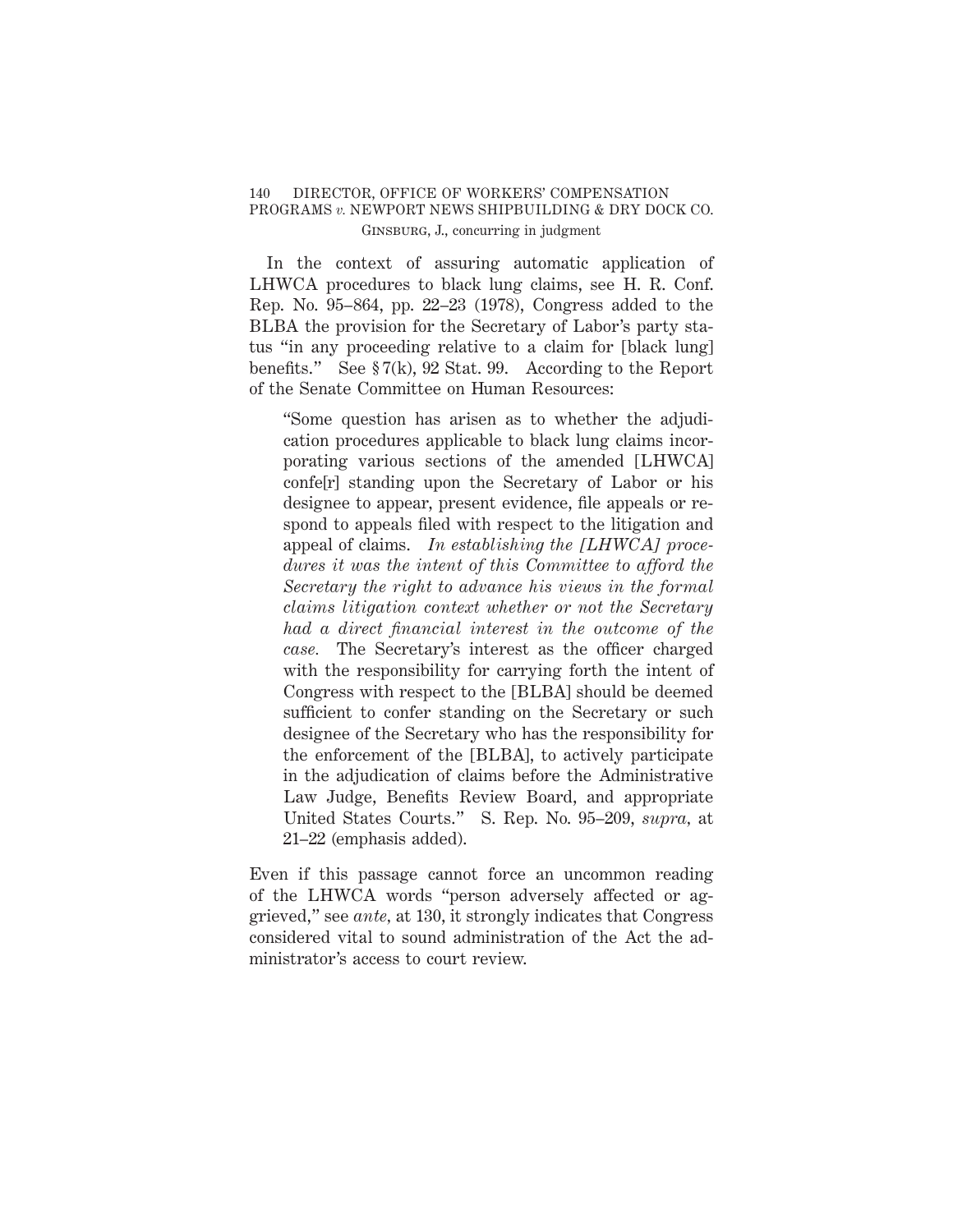In the context of assuring automatic application of LHWCA procedures to black lung claims, see H. R. Conf. Rep. No. 95–864, pp. 22–23 (1978), Congress added to the BLBA the provision for the Secretary of Labor's party status "in any proceeding relative to a claim for [black lung] benefits." See § 7(k), 92 Stat. 99. According to the Report of the Senate Committee on Human Resources:

> "Some question has arisen as to whether the adjudication procedures applicable to black lung claims incorporating various sections of the amended [LHWCA] confe[r] standing upon the Secretary of Labor or his designee to appear, present evidence, file appeals or respond to appeals filed with respect to the litigation and appeal of claims. *In establishing the [LHWCA] procedures it was the intent of this Committee to afford the Secretary the right to advance his views in the formal claims litigation context whether or not the Secretary had a direct financial interest in the outcome of the case.* The Secretary's interest as the officer charged with the responsibility for carrying forth the intent of Congress with respect to the [BLBA] should be deemed sufficient to confer standing on the Secretary or such designee of the Secretary who has the responsibility for the enforcement of the [BLBA], to actively participate in the adjudication of claims before the Administrative Law Judge, Benefits Review Board, and appropriate United States Courts." S. Rep. No. 95–209, *supra,* at 21–22 (emphasis added).

Even if this passage cannot force an uncommon reading of the LHWCA words "person adversely affected or aggrieved," see *ante,* at 130, it strongly indicates that Congress considered vital to sound administration of the Act the administrator's access to court review.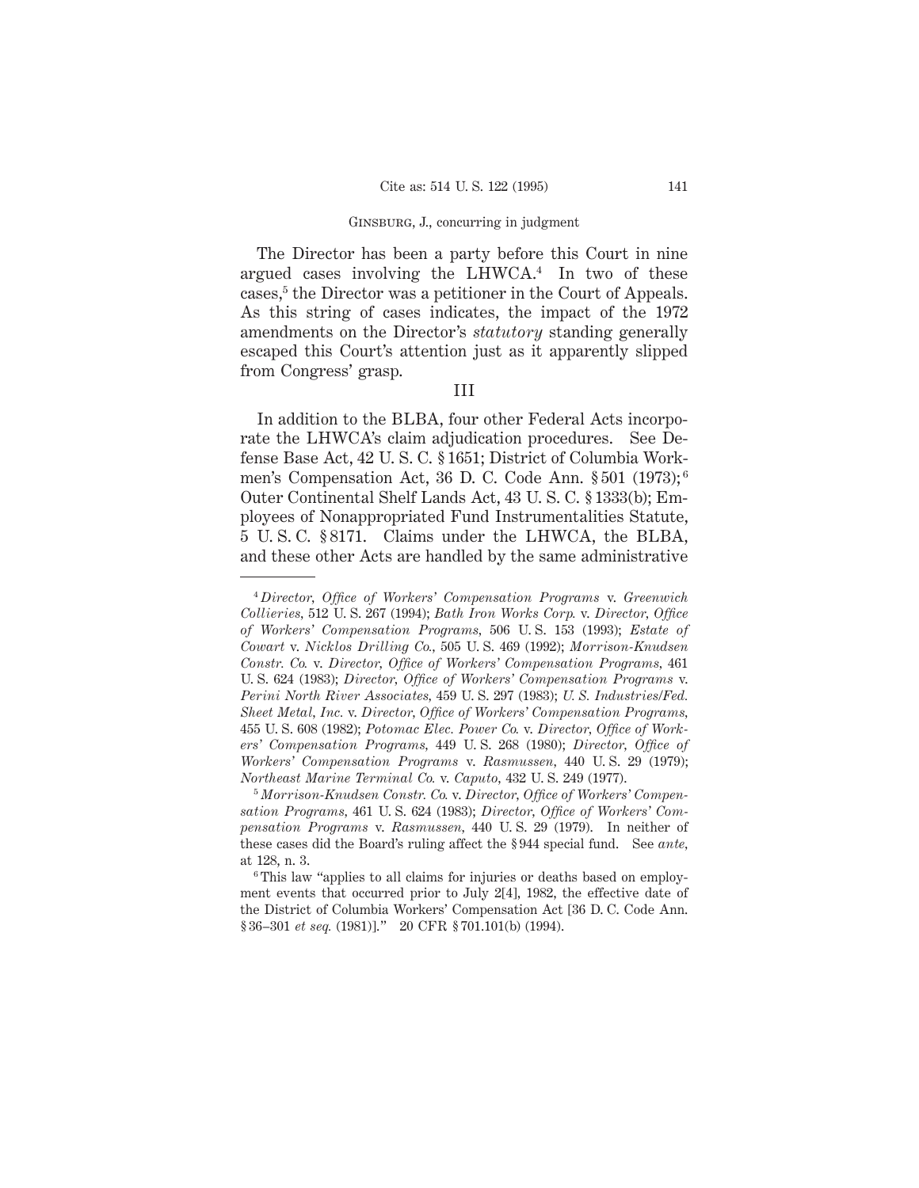The Director has been a party before this Court in nine argued cases involving the LHWCA.[4] In two of these cases,[5] the Director was a petitioner in the Court of Appeals. As this string of cases indicates, the impact of the 1972 amendments on the Director's *statutory* standing generally escaped this Court's attention just as it apparently slipped from Congress' grasp.

## III

In addition to the BLBA, four other Federal Acts incorporate the LHWCA's claim adjudication procedures. See Defense Base Act, 42 U. S. C. § 1651; District of Columbia Workmen's Compensation Act, 36 D. C. Code Ann. § 501 (1973);[6] Outer Continental Shelf Lands Act, 43 U. S. C. § 1333(b); Employees of Nonappropriated Fund Instrumentalities Statute, 5 U. S. C. § 8171. Claims under the LHWCA, the BLBA, and these other Acts are handled by the same administrative

---

[4] *Director, Office of Workers' Compensation Programs* v. *Greenwich Collieries*, 512 U. S. 267 (1994); *Bath Iron Works Corp.* v. *Director, Office of Workers' Compensation Programs*, 506 U. S. 153 (1993); *Estate of Cowart* v. *Nicklos Drilling Co.*, 505 U. S. 469 (1992); *Morrison-Knudsen Constr. Co.* v. *Director, Office of Workers' Compensation Programs*, 461 U. S. 624 (1983); *Director, Office of Workers' Compensation Programs* v. *Perini North River Associates*, 459 U. S. 297 (1983); *U. S. Industries/Fed. Sheet Metal, Inc.* v. *Director, Office of Workers' Compensation Programs*, 455 U. S. 608 (1982); *Potomac Elec. Power Co.* v. *Director, Office of Workers' Compensation Programs*, 449 U. S. 268 (1980); *Director, Office of Workers' Compensation Programs* v. *Rasmussen*, 440 U. S. 29 (1979); *Northeast Marine Terminal Co.* v. *Caputo*, 432 U. S. 249 (1977).

[5] *Morrison-Knudsen Constr. Co.* v. *Director, Office of Workers' Compensation Programs*, 461 U. S. 624 (1983); *Director, Office of Workers' Compensation Programs* v. *Rasmussen*, 440 U. S. 29 (1979). In neither of these cases did the Board's ruling affect the § 944 special fund. See *ante*, at 128, n. 3.

[6] This law "applies to all claims for injuries or deaths based on employment events that occurred prior to July 2[4], 1982, the effective date of the District of Columbia Workers' Compensation Act [36 D. C. Code Ann. § 36–301 *et seq.* (1981)]." 20 CFR § 701.101(b) (1994).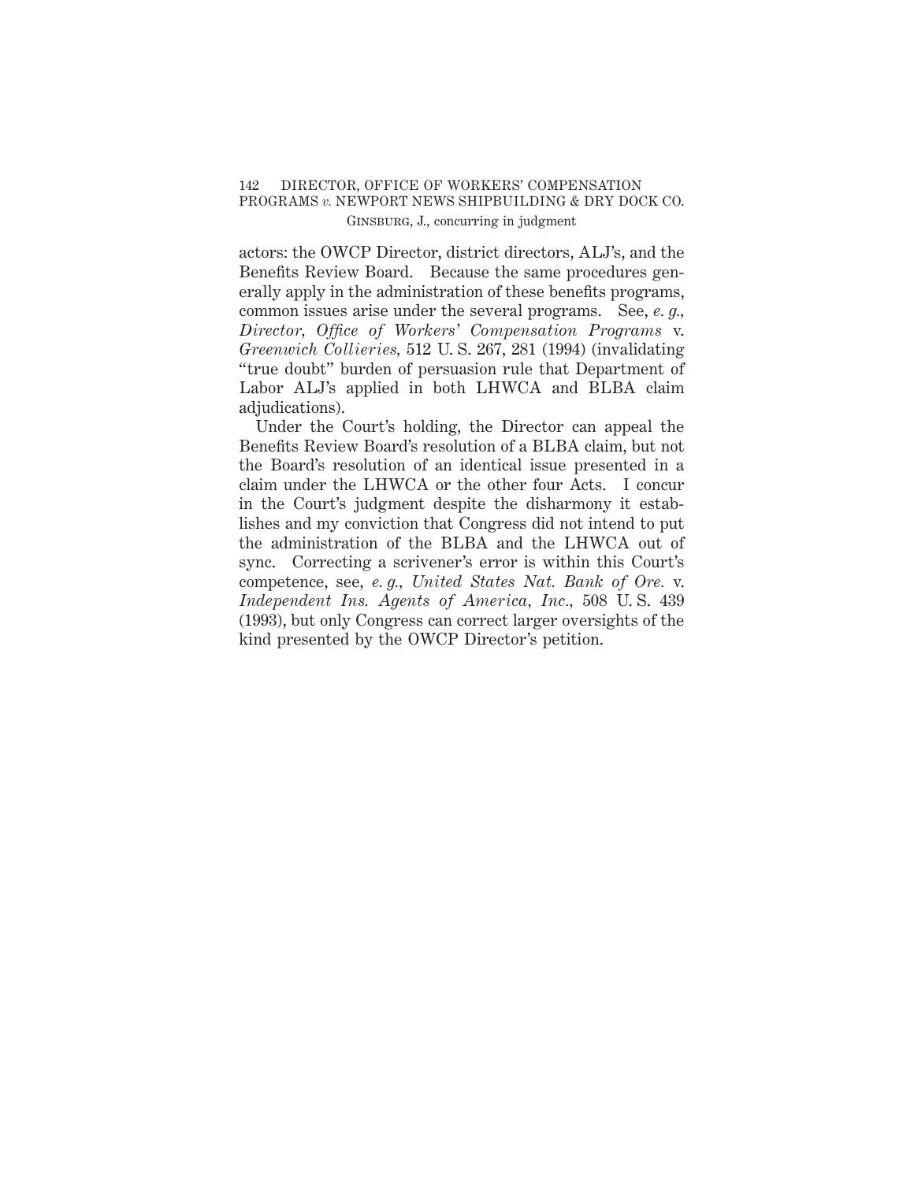actors: the OWCP Director, district directors, ALJ's, and the Benefits Review Board. Because the same procedures generally apply in the administration of these benefits programs, common issues arise under the several programs. See, *e. g., Director, Office of Workers' Compensation Programs* v. *Greenwich Collieries,* 512 U. S. 267, 281 (1994) (invalidating "true doubt" burden of persuasion rule that Department of Labor ALJ's applied in both LHWCA and BLBA claim adjudications).

Under the Court's holding, the Director can appeal the Benefits Review Board's resolution of a BLBA claim, but not the Board's resolution of an identical issue presented in a claim under the LHWCA or the other four Acts. I concur in the Court's judgment despite the disharmony it establishes and my conviction that Congress did not intend to put the administration of the BLBA and the LHWCA out of sync. Correcting a scrivener's error is within this Court's competence, see, *e. g., United States Nat. Bank of Ore.* v. *Independent Ins. Agents of America, Inc.,* 508 U. S. 439 (1993), but only Congress can correct larger oversights of the kind presented by the OWCP Director's petition.